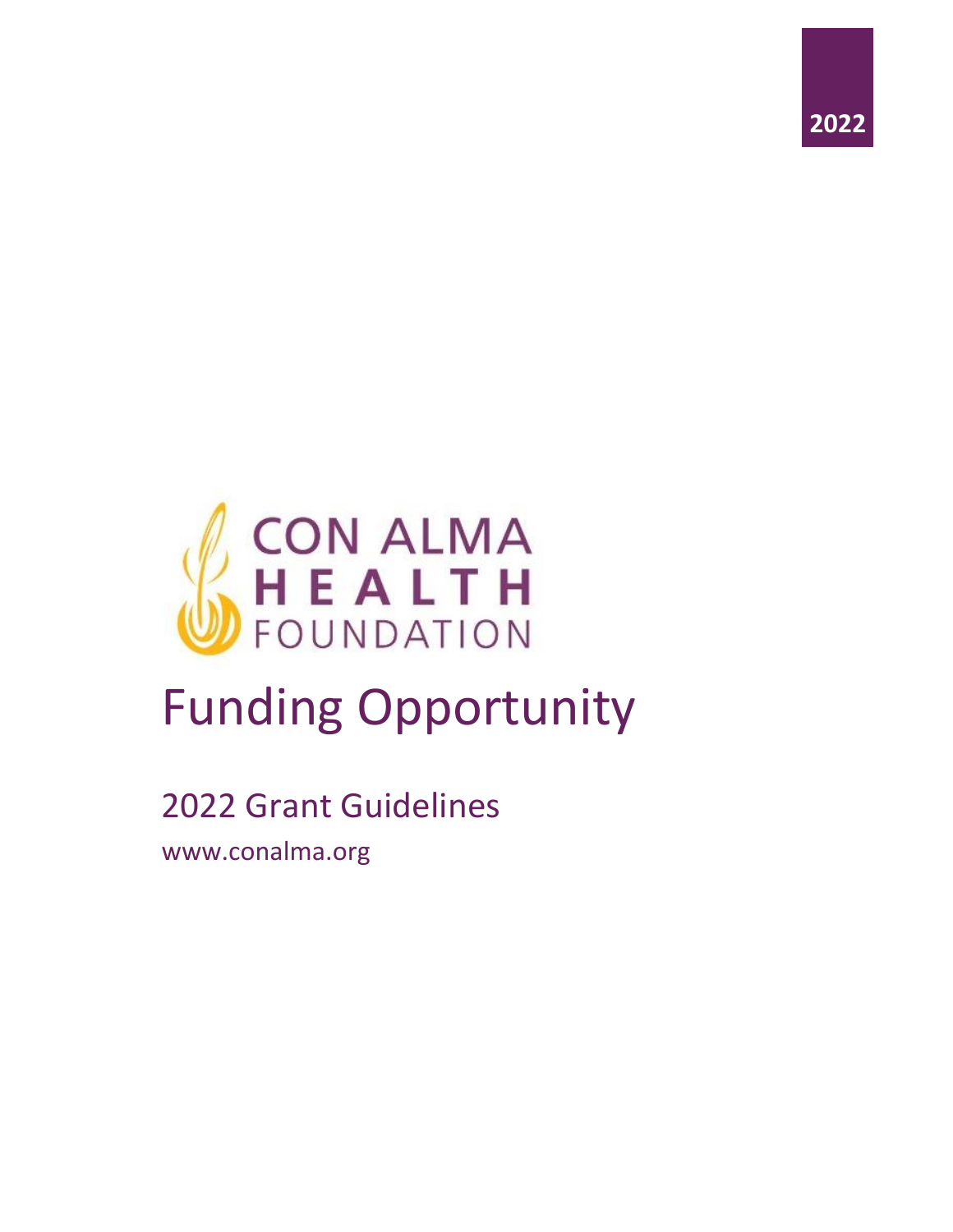2022

CON ALMA HEALTH FOUNDATION

# Funding Opportunity

## 2022 Grant Guidelines

www.conalma.org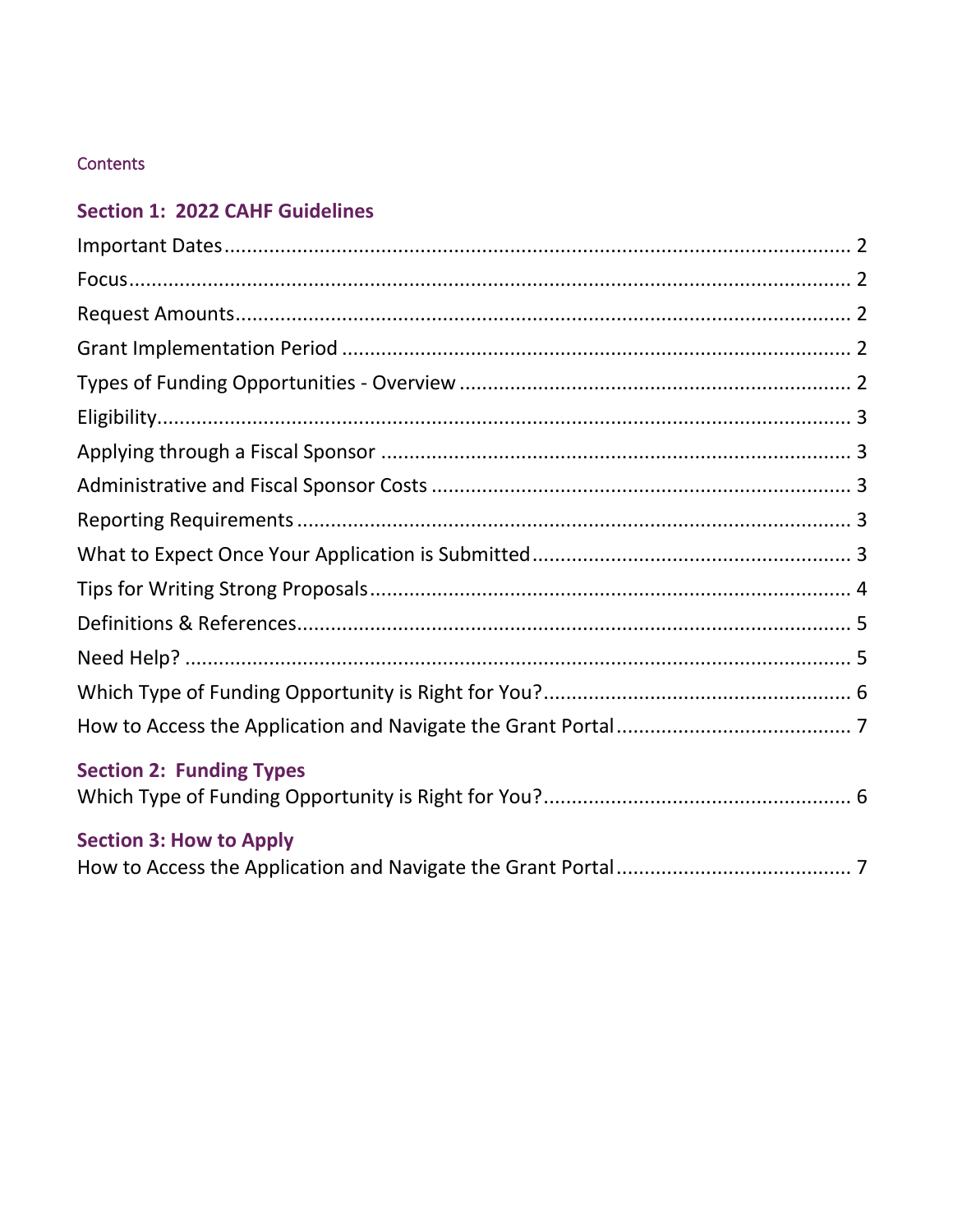Contents

## Section 1: 2022 CAHF Guidelines

Important Dates .......... 2
Focus .......... 2
Request Amounts .......... 2
Grant Implementation Period .......... 2
Types of Funding Opportunities - Overview .......... 2
Eligibility .......... 3
Applying through a Fiscal Sponsor .......... 3
Administrative and Fiscal Sponsor Costs .......... 3
Reporting Requirements .......... 3
What to Expect Once Your Application is Submitted .......... 3
Tips for Writing Strong Proposals .......... 4
Definitions & References .......... 5
Need Help? .......... 5
Which Type of Funding Opportunity is Right for You? .......... 6
How to Access the Application and Navigate the Grant Portal .......... 7

## Section 2: Funding Types

Which Type of Funding Opportunity is Right for You? .......... 6

## Section 3: How to Apply

How to Access the Application and Navigate the Grant Portal .......... 7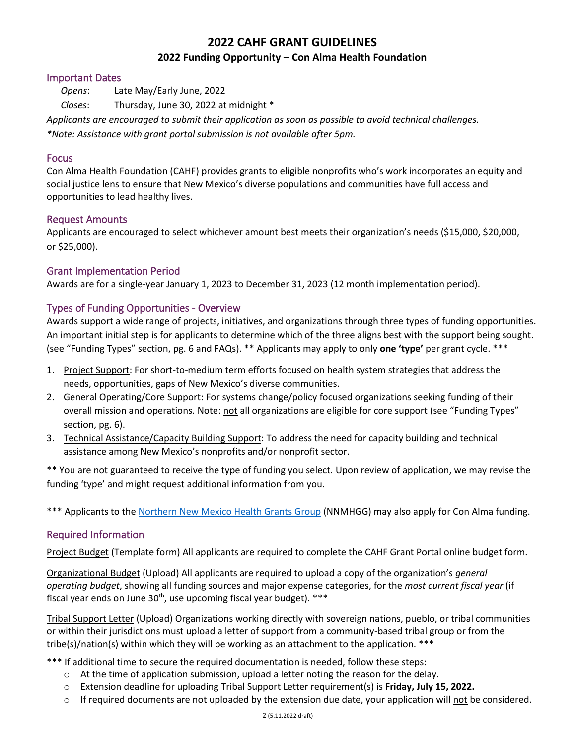# 2022 CAHF GRANT GUIDELINES

## 2022 Funding Opportunity – Con Alma Health Foundation

### Important Dates

*Opens*: Late May/Early June, 2022

*Closes*: Thursday, June 30, 2022 at midnight *

*Applicants are encouraged to submit their application as soon as possible to avoid technical challenges.*

*\*Note: Assistance with grant portal submission is not available after 5pm.*

### Focus

Con Alma Health Foundation (CAHF) provides grants to eligible nonprofits who's work incorporates an equity and social justice lens to ensure that New Mexico's diverse populations and communities have full access and opportunities to lead healthy lives.

### Request Amounts

Applicants are encouraged to select whichever amount best meets their organization's needs ($15,000, $20,000, or $25,000).

### Grant Implementation Period

Awards are for a single-year January 1, 2023 to December 31, 2023 (12 month implementation period).

### Types of Funding Opportunities - Overview

Awards support a wide range of projects, initiatives, and organizations through three types of funding opportunities. An important initial step is for applicants to determine which of the three aligns best with the support being sought. (see "Funding Types" section, pg. 6 and FAQs). ** Applicants may apply to only **one 'type'** per grant cycle. ***

1. Project Support: For short-to-medium term efforts focused on health system strategies that address the needs, opportunities, gaps of New Mexico's diverse communities.
2. General Operating/Core Support: For systems change/policy focused organizations seeking funding of their overall mission and operations. Note: not all organizations are eligible for core support (see "Funding Types" section, pg. 6).
3. Technical Assistance/Capacity Building Support: To address the need for capacity building and technical assistance among New Mexico's nonprofits and/or nonprofit sector.

** You are not guaranteed to receive the type of funding you select. Upon review of application, we may revise the funding 'type' and might request additional information from you.

*** Applicants to the Northern New Mexico Health Grants Group (NNMHGG) may also apply for Con Alma funding.

### Required Information

Project Budget (Template form) All applicants are required to complete the CAHF Grant Portal online budget form.

Organizational Budget (Upload) All applicants are required to upload a copy of the organization's *general operating budget*, showing all funding sources and major expense categories, for the *most current fiscal year* (if fiscal year ends on June 30th, use upcoming fiscal year budget). ***

Tribal Support Letter (Upload) Organizations working directly with sovereign nations, pueblo, or tribal communities or within their jurisdictions must upload a letter of support from a community-based tribal group or from the tribe(s)/nation(s) within which they will be working as an attachment to the application. ***

*** If additional time to secure the required documentation is needed, follow these steps:

- At the time of application submission, upload a letter noting the reason for the delay.
- Extension deadline for uploading Tribal Support Letter requirement(s) is **Friday, July 15, 2022.**
- If required documents are not uploaded by the extension due date, your application will not be considered.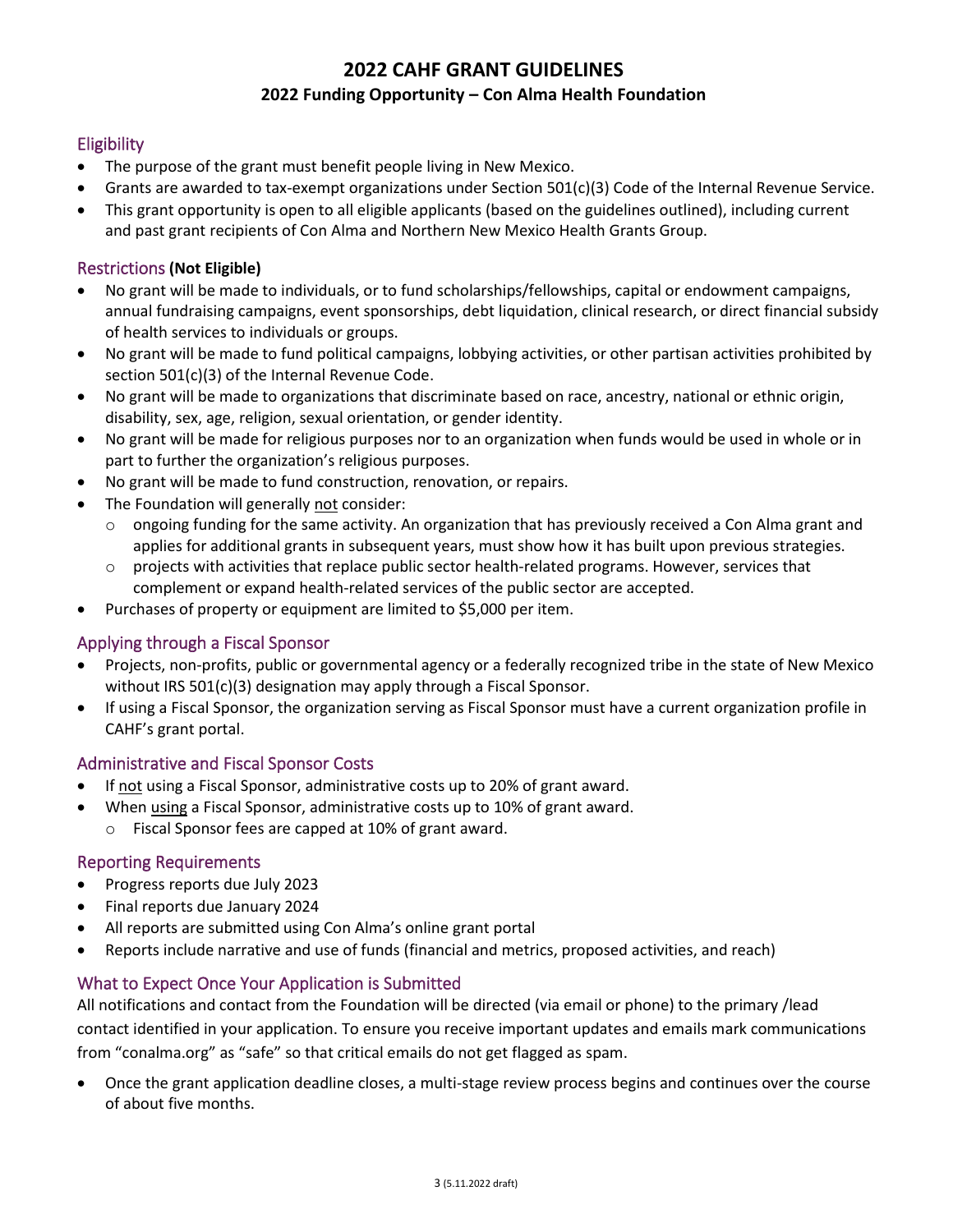# 2022 CAHF GRANT GUIDELINES

## 2022 Funding Opportunity – Con Alma Health Foundation

### Eligibility

- The purpose of the grant must benefit people living in New Mexico.
- Grants are awarded to tax-exempt organizations under Section 501(c)(3) Code of the Internal Revenue Service.
- This grant opportunity is open to all eligible applicants (based on the guidelines outlined), including current and past grant recipients of Con Alma and Northern New Mexico Health Grants Group.

### Restrictions **(Not Eligible)**

- No grant will be made to individuals, or to fund scholarships/fellowships, capital or endowment campaigns, annual fundraising campaigns, event sponsorships, debt liquidation, clinical research, or direct financial subsidy of health services to individuals or groups.
- No grant will be made to fund political campaigns, lobbying activities, or other partisan activities prohibited by section 501(c)(3) of the Internal Revenue Code.
- No grant will be made to organizations that discriminate based on race, ancestry, national or ethnic origin, disability, sex, age, religion, sexual orientation, or gender identity.
- No grant will be made for religious purposes nor to an organization when funds would be used in whole or in part to further the organization's religious purposes.
- No grant will be made to fund construction, renovation, or repairs.
- The Foundation will generally not consider:
  - ongoing funding for the same activity. An organization that has previously received a Con Alma grant and applies for additional grants in subsequent years, must show how it has built upon previous strategies.
  - projects with activities that replace public sector health-related programs. However, services that complement or expand health-related services of the public sector are accepted.
- Purchases of property or equipment are limited to $5,000 per item.

### Applying through a Fiscal Sponsor

- Projects, non-profits, public or governmental agency or a federally recognized tribe in the state of New Mexico without IRS 501(c)(3) designation may apply through a Fiscal Sponsor.
- If using a Fiscal Sponsor, the organization serving as Fiscal Sponsor must have a current organization profile in CAHF's grant portal.

### Administrative and Fiscal Sponsor Costs

- If not using a Fiscal Sponsor, administrative costs up to 20% of grant award.
- When using a Fiscal Sponsor, administrative costs up to 10% of grant award.
  - Fiscal Sponsor fees are capped at 10% of grant award.

### Reporting Requirements

- Progress reports due July 2023
- Final reports due January 2024
- All reports are submitted using Con Alma's online grant portal
- Reports include narrative and use of funds (financial and metrics, proposed activities, and reach)

### What to Expect Once Your Application is Submitted

All notifications and contact from the Foundation will be directed (via email or phone) to the primary /lead contact identified in your application. To ensure you receive important updates and emails mark communications from "conalma.org" as "safe" so that critical emails do not get flagged as spam.

- Once the grant application deadline closes, a multi-stage review process begins and continues over the course of about five months.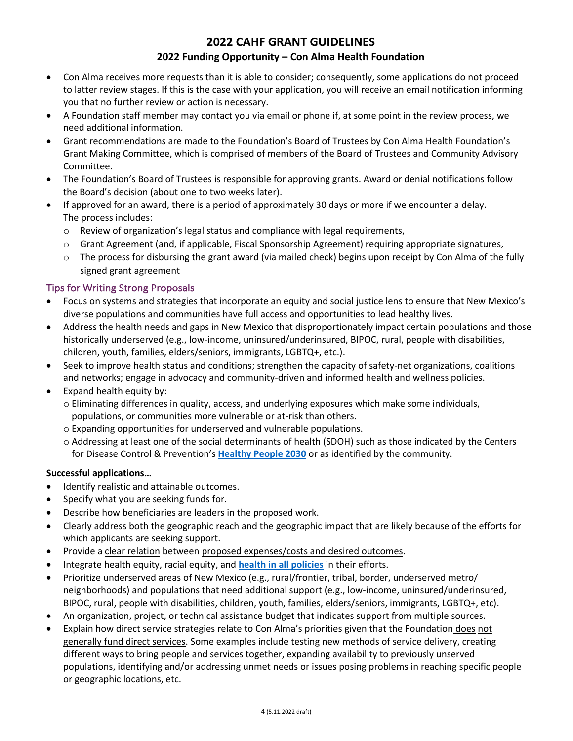# 2022 CAHF GRANT GUIDELINES

## 2022 Funding Opportunity – Con Alma Health Foundation

- Con Alma receives more requests than it is able to consider; consequently, some applications do not proceed to latter review stages. If this is the case with your application, you will receive an email notification informing you that no further review or action is necessary.
- A Foundation staff member may contact you via email or phone if, at some point in the review process, we need additional information.
- Grant recommendations are made to the Foundation's Board of Trustees by Con Alma Health Foundation's Grant Making Committee, which is comprised of members of the Board of Trustees and Community Advisory Committee.
- The Foundation's Board of Trustees is responsible for approving grants. Award or denial notifications follow the Board's decision (about one to two weeks later).
- If approved for an award, there is a period of approximately 30 days or more if we encounter a delay. The process includes:
  - Review of organization's legal status and compliance with legal requirements,
  - Grant Agreement (and, if applicable, Fiscal Sponsorship Agreement) requiring appropriate signatures,
  - The process for disbursing the grant award (via mailed check) begins upon receipt by Con Alma of the fully signed grant agreement

### Tips for Writing Strong Proposals

- Focus on systems and strategies that incorporate an equity and social justice lens to ensure that New Mexico's diverse populations and communities have full access and opportunities to lead healthy lives.
- Address the health needs and gaps in New Mexico that disproportionately impact certain populations and those historically underserved (e.g., low-income, uninsured/underinsured, BIPOC, rural, people with disabilities, children, youth, families, elders/seniors, immigrants, LGBTQ+, etc.).
- Seek to improve health status and conditions; strengthen the capacity of safety-net organizations, coalitions and networks; engage in advocacy and community-driven and informed health and wellness policies.
- Expand health equity by:
  - Eliminating differences in quality, access, and underlying exposures which make some individuals, populations, or communities more vulnerable or at-risk than others.
  - Expanding opportunities for underserved and vulnerable populations.
  - Addressing at least one of the social determinants of health (SDOH) such as those indicated by the Centers for Disease Control & Prevention's **Healthy People 2030** or as identified by the community.

**Successful applications…**

- Identify realistic and attainable outcomes.
- Specify what you are seeking funds for.
- Describe how beneficiaries are leaders in the proposed work.
- Clearly address both the geographic reach and the geographic impact that are likely because of the efforts for which applicants are seeking support.
- Provide a clear relation between proposed expenses/costs and desired outcomes.
- Integrate health equity, racial equity, and **health in all policies** in their efforts.
- Prioritize underserved areas of New Mexico (e.g., rural/frontier, tribal, border, underserved metro/ neighborhoods) and populations that need additional support (e.g., low-income, uninsured/underinsured, BIPOC, rural, people with disabilities, children, youth, families, elders/seniors, immigrants, LGBTQ+, etc).
- An organization, project, or technical assistance budget that indicates support from multiple sources.
- Explain how direct service strategies relate to Con Alma's priorities given that the Foundation does not generally fund direct services. Some examples include testing new methods of service delivery, creating different ways to bring people and services together, expanding availability to previously unserved populations, identifying and/or addressing unmet needs or issues posing problems in reaching specific people or geographic locations, etc.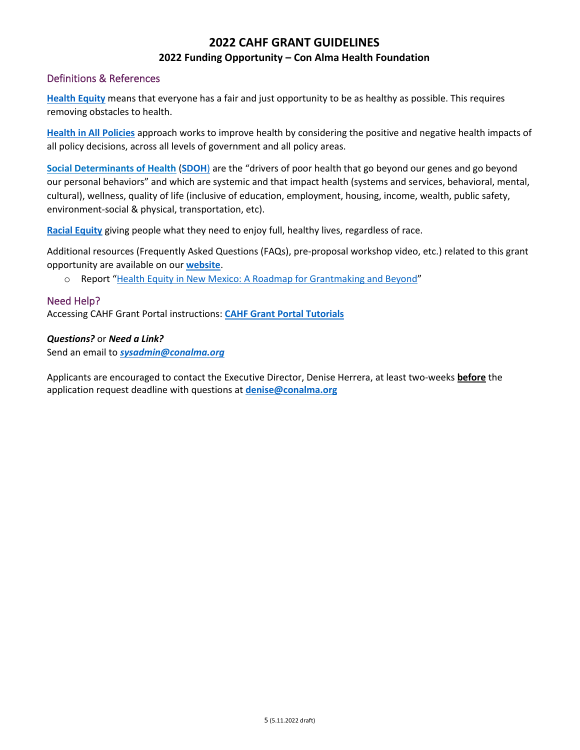# 2022 CAHF GRANT GUIDELINES

## 2022 Funding Opportunity – Con Alma Health Foundation

### Definitions & References

**Health Equity** means that everyone has a fair and just opportunity to be as healthy as possible. This requires removing obstacles to health.

**Health in All Policies** approach works to improve health by considering the positive and negative health impacts of all policy decisions, across all levels of government and all policy areas.

**Social Determinants of Health** (**SDOH**) are the "drivers of poor health that go beyond our genes and go beyond our personal behaviors" and which are systemic and that impact health (systems and services, behavioral, mental, cultural), wellness, quality of life (inclusive of education, employment, housing, income, wealth, public safety, environment-social & physical, transportation, etc).

**Racial Equity** giving people what they need to enjoy full, healthy lives, regardless of race.

Additional resources (Frequently Asked Questions (FAQs), pre-proposal workshop video, etc.) related to this grant opportunity are available on our **website**.

- Report "Health Equity in New Mexico: A Roadmap for Grantmaking and Beyond"

### Need Help?

Accessing CAHF Grant Portal instructions: **CAHF Grant Portal Tutorials**

***Questions?*** or ***Need a Link?***
Send an email to ***sysadmin@conalma.org***

Applicants are encouraged to contact the Executive Director, Denise Herrera, at least two-weeks **before** the application request deadline with questions at **denise@conalma.org**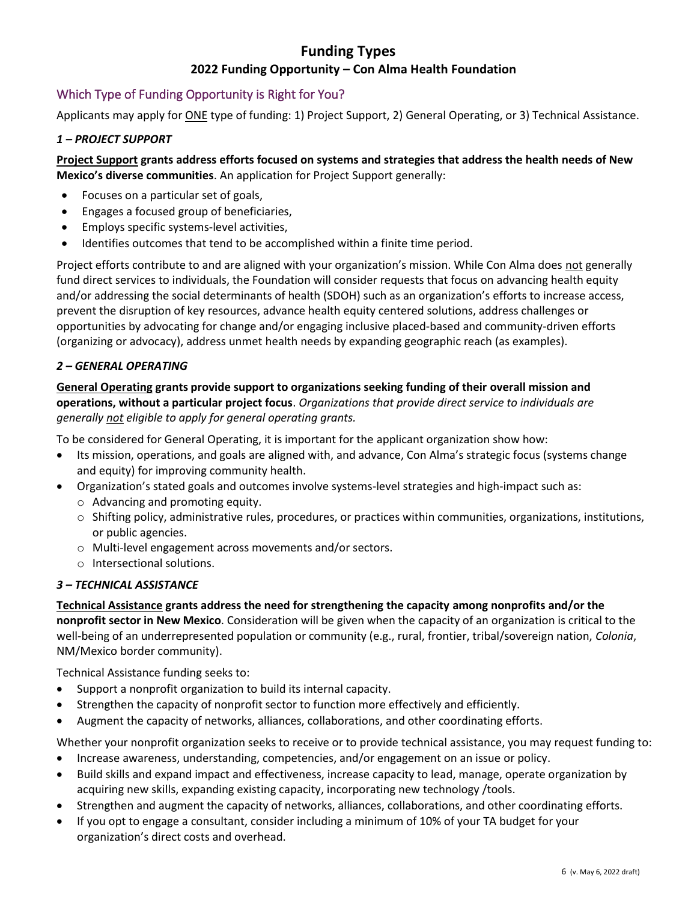# Funding Types

## 2022 Funding Opportunity – Con Alma Health Foundation

### Which Type of Funding Opportunity is Right for You?

Applicants may apply for ONE type of funding: 1) Project Support, 2) General Operating, or 3) Technical Assistance.

#### *1 – PROJECT SUPPORT*

**Project Support grants address efforts focused on systems and strategies that address the health needs of New Mexico's diverse communities**. An application for Project Support generally:

- Focuses on a particular set of goals,
- Engages a focused group of beneficiaries,
- Employs specific systems-level activities,
- Identifies outcomes that tend to be accomplished within a finite time period.

Project efforts contribute to and are aligned with your organization's mission. While Con Alma does not generally fund direct services to individuals, the Foundation will consider requests that focus on advancing health equity and/or addressing the social determinants of health (SDOH) such as an organization's efforts to increase access, prevent the disruption of key resources, advance health equity centered solutions, address challenges or opportunities by advocating for change and/or engaging inclusive placed-based and community-driven efforts (organizing or advocacy), address unmet health needs by expanding geographic reach (as examples).

#### *2 – GENERAL OPERATING*

**General Operating grants provide support to organizations seeking funding of their overall mission and operations, without a particular project focus**. *Organizations that provide direct service to individuals are generally not eligible to apply for general operating grants.*

To be considered for General Operating, it is important for the applicant organization show how:

- Its mission, operations, and goals are aligned with, and advance, Con Alma's strategic focus (systems change and equity) for improving community health.
- Organization's stated goals and outcomes involve systems-level strategies and high-impact such as:
  - Advancing and promoting equity.
  - Shifting policy, administrative rules, procedures, or practices within communities, organizations, institutions, or public agencies.
  - Multi-level engagement across movements and/or sectors.
  - Intersectional solutions.

#### *3 – TECHNICAL ASSISTANCE*

**Technical Assistance grants address the need for strengthening the capacity among nonprofits and/or the nonprofit sector in New Mexico**. Consideration will be given when the capacity of an organization is critical to the well-being of an underrepresented population or community (e.g., rural, frontier, tribal/sovereign nation, *Colonia*, NM/Mexico border community).

Technical Assistance funding seeks to:

- Support a nonprofit organization to build its internal capacity.
- Strengthen the capacity of nonprofit sector to function more effectively and efficiently.
- Augment the capacity of networks, alliances, collaborations, and other coordinating efforts.

Whether your nonprofit organization seeks to receive or to provide technical assistance, you may request funding to:

- Increase awareness, understanding, competencies, and/or engagement on an issue or policy.
- Build skills and expand impact and effectiveness, increase capacity to lead, manage, operate organization by acquiring new skills, expanding existing capacity, incorporating new technology /tools.
- Strengthen and augment the capacity of networks, alliances, collaborations, and other coordinating efforts.
- If you opt to engage a consultant, consider including a minimum of 10% of your TA budget for your organization's direct costs and overhead.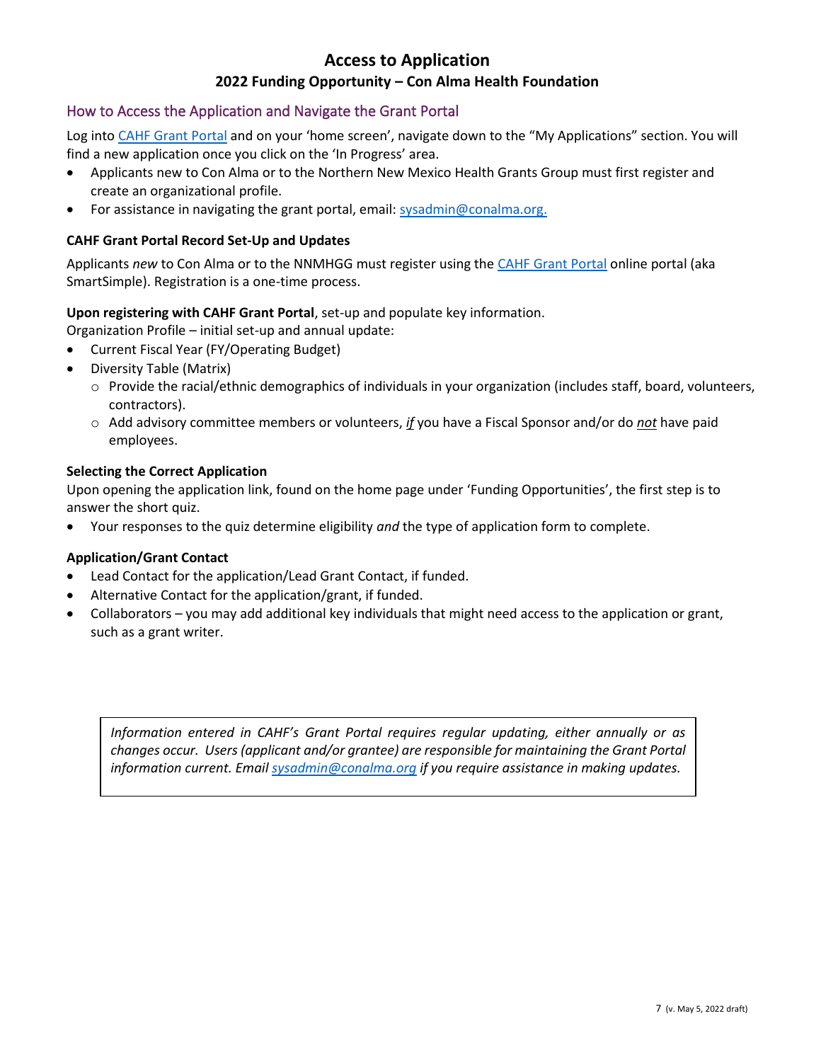# Access to Application

## 2022 Funding Opportunity – Con Alma Health Foundation

### How to Access the Application and Navigate the Grant Portal

Log into CAHF Grant Portal and on your 'home screen', navigate down to the "My Applications" section. You will find a new application once you click on the 'In Progress' area.

- Applicants new to Con Alma or to the Northern New Mexico Health Grants Group must first register and create an organizational profile.
- For assistance in navigating the grant portal, email: sysadmin@conalma.org.

**CAHF Grant Portal Record Set-Up and Updates**

Applicants *new* to Con Alma or to the NNMHGG must register using the CAHF Grant Portal online portal (aka SmartSimple). Registration is a one-time process.

**Upon registering with CAHF Grant Portal**, set-up and populate key information.
Organization Profile – initial set-up and annual update:

- Current Fiscal Year (FY/Operating Budget)
- Diversity Table (Matrix)
  - Provide the racial/ethnic demographics of individuals in your organization (includes staff, board, volunteers, contractors).
  - Add advisory committee members or volunteers, ***if*** you have a Fiscal Sponsor and/or do ***not*** have paid employees.

**Selecting the Correct Application**

Upon opening the application link, found on the home page under 'Funding Opportunities', the first step is to answer the short quiz.

- Your responses to the quiz determine eligibility *and* the type of application form to complete.

**Application/Grant Contact**

- Lead Contact for the application/Lead Grant Contact, if funded.
- Alternative Contact for the application/grant, if funded.
- Collaborators – you may add additional key individuals that might need access to the application or grant, such as a grant writer.

*Information entered in CAHF's Grant Portal requires regular updating, either annually or as changes occur. Users (applicant and/or grantee) are responsible for maintaining the Grant Portal information current. Email sysadmin@conalma.org if you require assistance in making updates.*